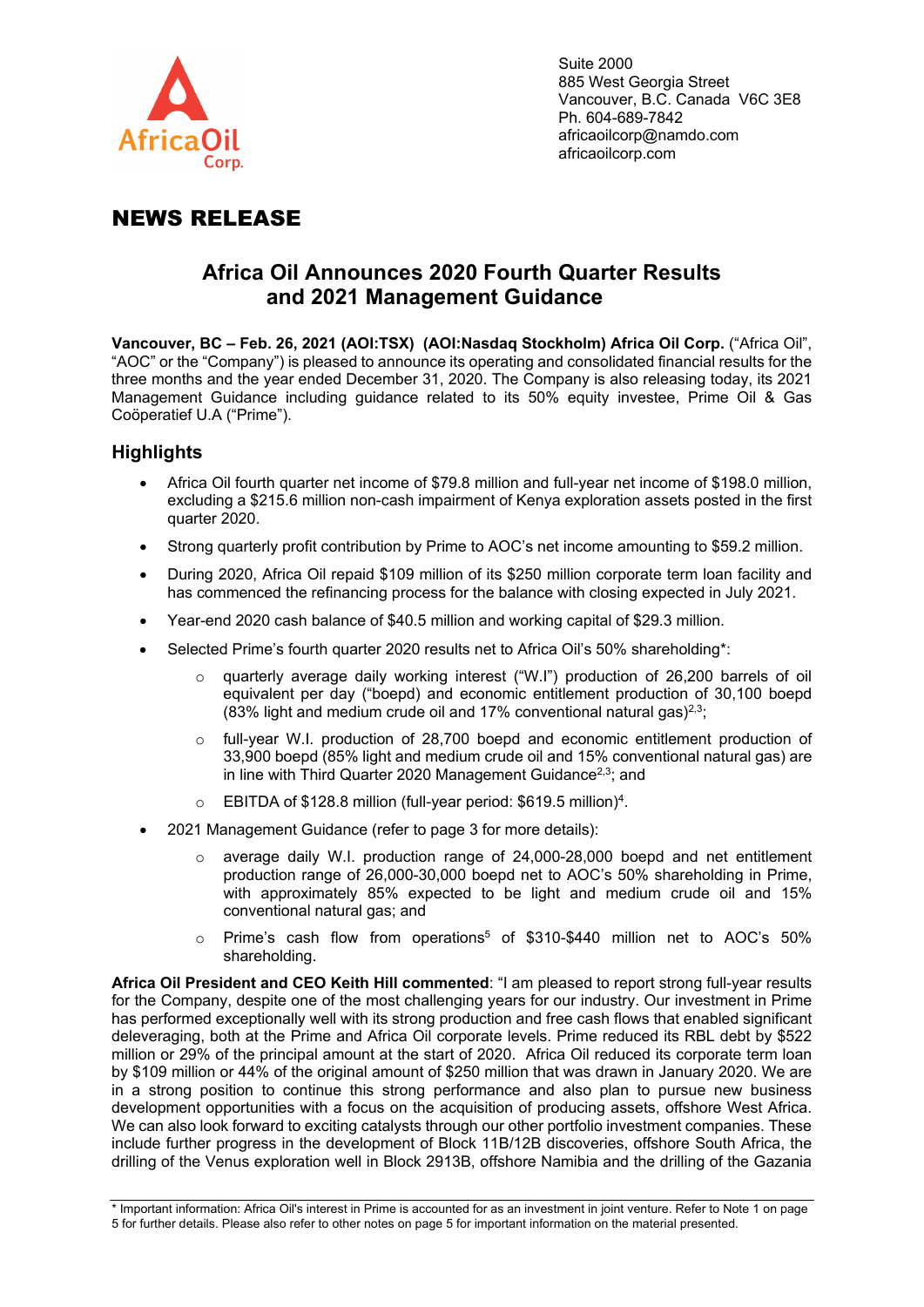Suite 2000
885 West Georgia Street
Vancouver, B.C. Canada V6C 3E8
Ph. 604-689-7842
africaoilcorp@namdo.com
africaoilcorp.com

# NEWS RELEASE

## Africa Oil Announces 2020 Fourth Quarter Results and 2021 Management Guidance

**Vancouver, BC – Feb. 26, 2021 (AOI:TSX) (AOI:Nasdaq Stockholm) Africa Oil Corp.** ("Africa Oil", "AOC" or the "Company") is pleased to announce its operating and consolidated financial results for the three months and the year ended December 31, 2020. The Company is also releasing today, its 2021 Management Guidance including guidance related to its 50% equity investee, Prime Oil & Gas Coöperatief U.A ("Prime").

## Highlights

- Africa Oil fourth quarter net income of $79.8 million and full-year net income of $198.0 million, excluding a $215.6 million non-cash impairment of Kenya exploration assets posted in the first quarter 2020.
- Strong quarterly profit contribution by Prime to AOC's net income amounting to $59.2 million.
- During 2020, Africa Oil repaid $109 million of its $250 million corporate term loan facility and has commenced the refinancing process for the balance with closing expected in July 2021.
- Year-end 2020 cash balance of $40.5 million and working capital of $29.3 million.
- Selected Prime's fourth quarter 2020 results net to Africa Oil's 50% shareholding*:
  - quarterly average daily working interest ("W.I") production of 26,200 barrels of oil equivalent per day ("boepd) and economic entitlement production of 30,100 boepd (83% light and medium crude oil and 17% conventional natural gas)[2,3];
  - full-year W.I. production of 28,700 boepd and economic entitlement production of 33,900 boepd (85% light and medium crude oil and 15% conventional natural gas) are in line with Third Quarter 2020 Management Guidance[2,3]; and
  - EBITDA of $128.8 million (full-year period: $619.5 million)[4].
- 2021 Management Guidance (refer to page 3 for more details):
  - average daily W.I. production range of 24,000-28,000 boepd and net entitlement production range of 26,000-30,000 boepd net to AOC's 50% shareholding in Prime, with approximately 85% expected to be light and medium crude oil and 15% conventional natural gas; and
  - Prime's cash flow from operations[5] of $310-$440 million net to AOC's 50% shareholding.

**Africa Oil President and CEO Keith Hill commented**: "I am pleased to report strong full-year results for the Company, despite one of the most challenging years for our industry. Our investment in Prime has performed exceptionally well with its strong production and free cash flows that enabled significant deleveraging, both at the Prime and Africa Oil corporate levels. Prime reduced its RBL debt by $522 million or 29% of the principal amount at the start of 2020. Africa Oil reduced its corporate term loan by $109 million or 44% of the original amount of $250 million that was drawn in January 2020. We are in a strong position to continue this strong performance and also plan to pursue new business development opportunities with a focus on the acquisition of producing assets, offshore West Africa. We can also look forward to exciting catalysts through our other portfolio investment companies. These include further progress in the development of Block 11B/12B discoveries, offshore South Africa, the drilling of the Venus exploration well in Block 2913B, offshore Namibia and the drilling of the Gazania

---

* Important information: Africa Oil's interest in Prime is accounted for as an investment in joint venture. Refer to Note 1 on page 5 for further details. Please also refer to other notes on page 5 for important information on the material presented.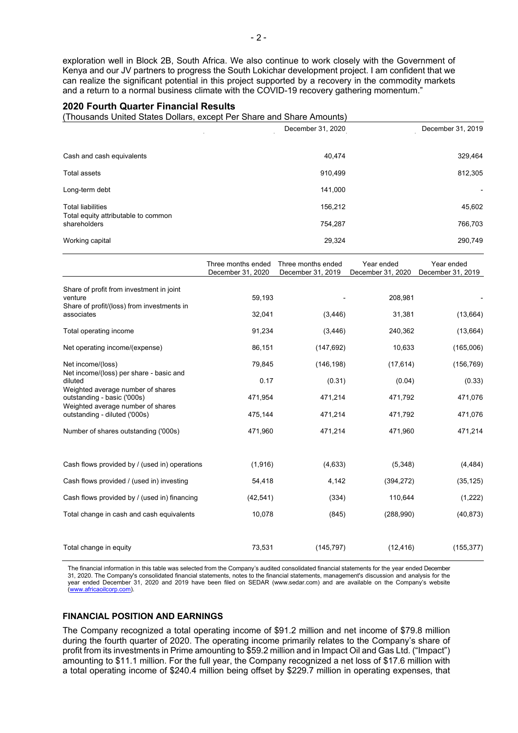exploration well in Block 2B, South Africa. We also continue to work closely with the Government of Kenya and our JV partners to progress the South Lokichar development project. I am confident that we can realize the significant potential in this project supported by a recovery in the commodity markets and a return to a normal business climate with the COVID-19 recovery gathering momentum."

## 2020 Fourth Quarter Financial Results

(Thousands United States Dollars, except Per Share and Share Amounts)

| | December 31, 2020 | December 31, 2019 |
|---|---|---|
| Cash and cash equivalents | 40,474 | 329,464 |
| Total assets | 910,499 | 812,305 |
| Long-term debt | 141,000 | - |
| Total liabilities | 156,212 | 45,602 |
| Total equity attributable to common shareholders | 754,287 | 766,703 |
| Working capital | 29,324 | 290,749 |

| | Three months ended December 31, 2020 | Three months ended December 31, 2019 | Year ended December 31, 2020 | Year ended December 31, 2019 |
|---|---|---|---|---|
| Share of profit from investment in joint venture | 59,193 | - | 208,981 | - |
| Share of profit/(loss) from investments in associates | 32,041 | (3,446) | 31,381 | (13,664) |
| Total operating income | 91,234 | (3,446) | 240,362 | (13,664) |
| Net operating income/(expense) | 86,151 | (147,692) | 10,633 | (165,006) |
| Net income/(loss) | 79,845 | (146,198) | (17,614) | (156,769) |
| Net income/(loss) per share - basic and diluted | 0.17 | (0.31) | (0.04) | (0.33) |
| Weighted average number of shares outstanding - basic ('000s) | 471,954 | 471,214 | 471,792 | 471,076 |
| Weighted average number of shares outstanding - diluted ('000s) | 475,144 | 471,214 | 471,792 | 471,076 |
| Number of shares outstanding ('000s) | 471,960 | 471,214 | 471,960 | 471,214 |
| Cash flows provided by / (used in) operations | (1,916) | (4,633) | (5,348) | (4,484) |
| Cash flows provided / (used in) investing | 54,418 | 4,142 | (394,272) | (35,125) |
| Cash flows provided by / (used in) financing | (42,541) | (334) | 110,644 | (1,222) |
| Total change in cash and cash equivalents | 10,078 | (845) | (288,990) | (40,873) |
| Total change in equity | 73,531 | (145,797) | (12,416) | (155,377) |

The financial information in this table was selected from the Company's audited consolidated financial statements for the year ended December 31, 2020. The Company's consolidated financial statements, notes to the financial statements, management's discussion and analysis for the year ended December 31, 2020 and 2019 have been filed on SEDAR (www.sedar.com) and are available on the Company's website (www.africaoilcorp.com).

## FINANCIAL POSITION AND EARNINGS

The Company recognized a total operating income of $91.2 million and net income of $79.8 million during the fourth quarter of 2020. The operating income primarily relates to the Company's share of profit from its investments in Prime amounting to $59.2 million and in Impact Oil and Gas Ltd. ("Impact") amounting to $11.1 million. For the full year, the Company recognized a net loss of $17.6 million with a total operating income of $240.4 million being offset by $229.7 million in operating expenses, that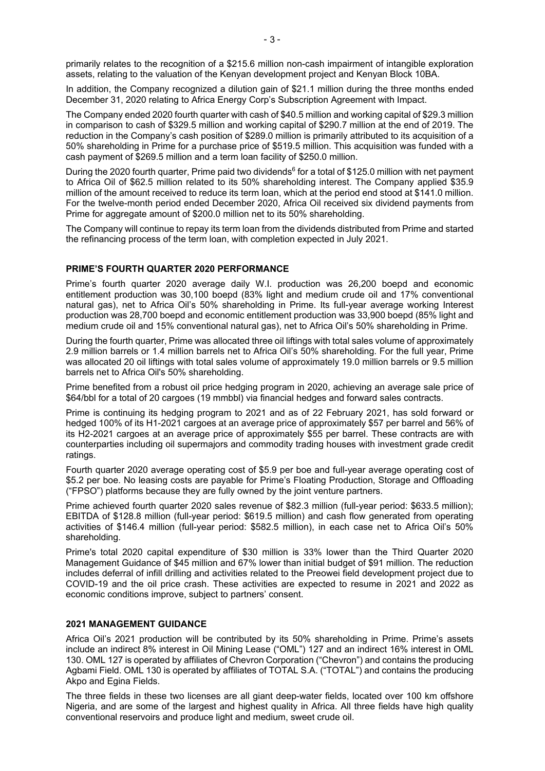primarily relates to the recognition of a $215.6 million non-cash impairment of intangible exploration assets, relating to the valuation of the Kenyan development project and Kenyan Block 10BA.

In addition, the Company recognized a dilution gain of $21.1 million during the three months ended December 31, 2020 relating to Africa Energy Corp's Subscription Agreement with Impact.

The Company ended 2020 fourth quarter with cash of $40.5 million and working capital of $29.3 million in comparison to cash of $329.5 million and working capital of $290.7 million at the end of 2019. The reduction in the Company's cash position of $289.0 million is primarily attributed to its acquisition of a 50% shareholding in Prime for a purchase price of $519.5 million. This acquisition was funded with a cash payment of $269.5 million and a term loan facility of $250.0 million.

During the 2020 fourth quarter, Prime paid two dividends[6] for a total of $125.0 million with net payment to Africa Oil of $62.5 million related to its 50% shareholding interest. The Company applied $35.9 million of the amount received to reduce its term loan, which at the period end stood at $141.0 million. For the twelve-month period ended December 2020, Africa Oil received six dividend payments from Prime for aggregate amount of $200.0 million net to its 50% shareholding.

The Company will continue to repay its term loan from the dividends distributed from Prime and started the refinancing process of the term loan, with completion expected in July 2021.

## PRIME'S FOURTH QUARTER 2020 PERFORMANCE

Prime's fourth quarter 2020 average daily W.I. production was 26,200 boepd and economic entitlement production was 30,100 boepd (83% light and medium crude oil and 17% conventional natural gas), net to Africa Oil's 50% shareholding in Prime. Its full-year average working Interest production was 28,700 boepd and economic entitlement production was 33,900 boepd (85% light and medium crude oil and 15% conventional natural gas), net to Africa Oil's 50% shareholding in Prime.

During the fourth quarter, Prime was allocated three oil liftings with total sales volume of approximately 2.9 million barrels or 1.4 million barrels net to Africa Oil's 50% shareholding. For the full year, Prime was allocated 20 oil liftings with total sales volume of approximately 19.0 million barrels or 9.5 million barrels net to Africa Oil's 50% shareholding.

Prime benefited from a robust oil price hedging program in 2020, achieving an average sale price of $64/bbl for a total of 20 cargoes (19 mmbbl) via financial hedges and forward sales contracts.

Prime is continuing its hedging program to 2021 and as of 22 February 2021, has sold forward or hedged 100% of its H1-2021 cargoes at an average price of approximately $57 per barrel and 56% of its H2-2021 cargoes at an average price of approximately $55 per barrel. These contracts are with counterparties including oil supermajors and commodity trading houses with investment grade credit ratings.

Fourth quarter 2020 average operating cost of $5.9 per boe and full-year average operating cost of $5.2 per boe. No leasing costs are payable for Prime's Floating Production, Storage and Offloading ("FPSO") platforms because they are fully owned by the joint venture partners.

Prime achieved fourth quarter 2020 sales revenue of $82.3 million (full-year period: $633.5 million); EBITDA of $128.8 million (full-year period: $619.5 million) and cash flow generated from operating activities of $146.4 million (full-year period: $582.5 million), in each case net to Africa Oil's 50% shareholding.

Prime's total 2020 capital expenditure of $30 million is 33% lower than the Third Quarter 2020 Management Guidance of $45 million and 67% lower than initial budget of $91 million. The reduction includes deferral of infill drilling and activities related to the Preowei field development project due to COVID-19 and the oil price crash. These activities are expected to resume in 2021 and 2022 as economic conditions improve, subject to partners' consent.

## 2021 MANAGEMENT GUIDANCE

Africa Oil's 2021 production will be contributed by its 50% shareholding in Prime. Prime's assets include an indirect 8% interest in Oil Mining Lease ("OML") 127 and an indirect 16% interest in OML 130. OML 127 is operated by affiliates of Chevron Corporation ("Chevron") and contains the producing Agbami Field. OML 130 is operated by affiliates of TOTAL S.A. ("TOTAL") and contains the producing Akpo and Egina Fields.

The three fields in these two licenses are all giant deep-water fields, located over 100 km offshore Nigeria, and are some of the largest and highest quality in Africa. All three fields have high quality conventional reservoirs and produce light and medium, sweet crude oil.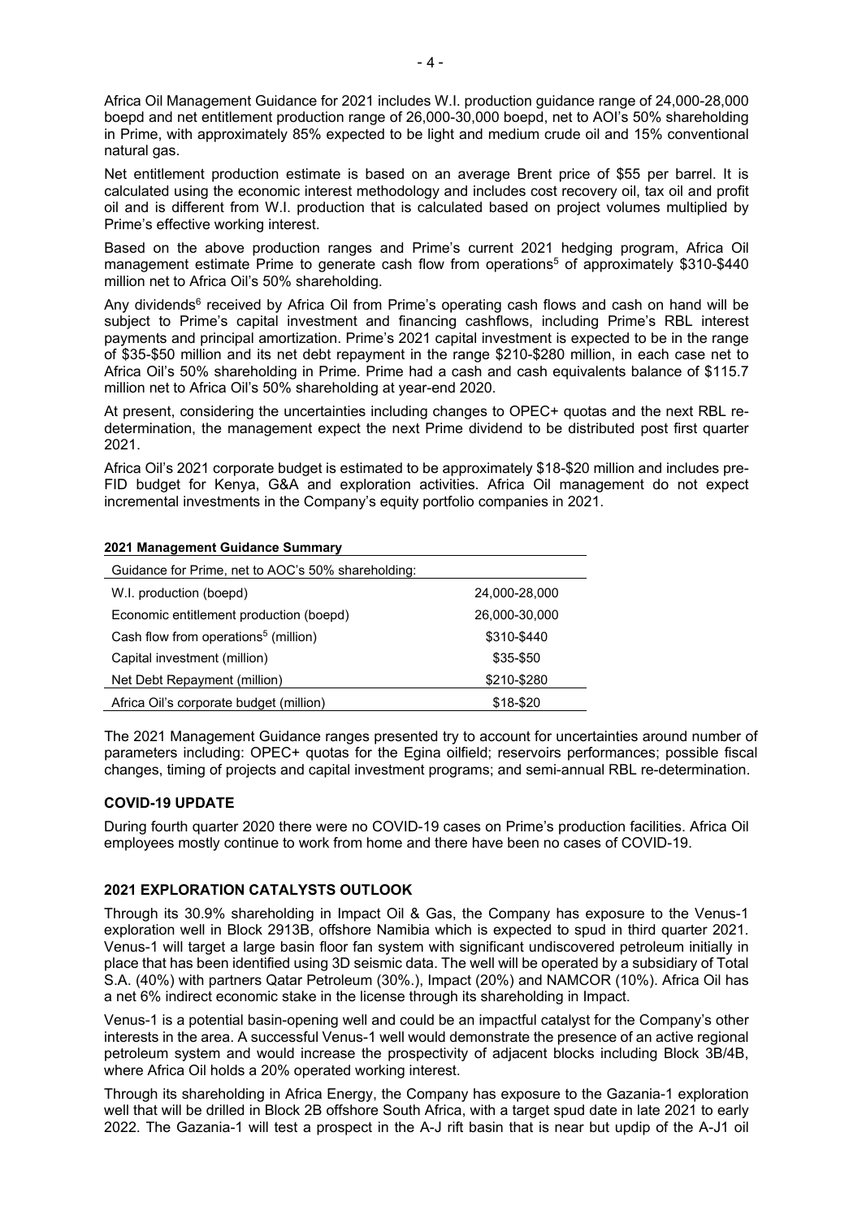Africa Oil Management Guidance for 2021 includes W.I. production guidance range of 24,000-28,000 boepd and net entitlement production range of 26,000-30,000 boepd, net to AOI's 50% shareholding in Prime, with approximately 85% expected to be light and medium crude oil and 15% conventional natural gas.

Net entitlement production estimate is based on an average Brent price of $55 per barrel. It is calculated using the economic interest methodology and includes cost recovery oil, tax oil and profit oil and is different from W.I. production that is calculated based on project volumes multiplied by Prime's effective working interest.

Based on the above production ranges and Prime's current 2021 hedging program, Africa Oil management estimate Prime to generate cash flow from operations[5] of approximately $310-$440 million net to Africa Oil's 50% shareholding.

Any dividends[6] received by Africa Oil from Prime's operating cash flows and cash on hand will be subject to Prime's capital investment and financing cashflows, including Prime's RBL interest payments and principal amortization. Prime's 2021 capital investment is expected to be in the range of $35-$50 million and its net debt repayment in the range $210-$280 million, in each case net to Africa Oil's 50% shareholding in Prime. Prime had a cash and cash equivalents balance of $115.7 million net to Africa Oil's 50% shareholding at year-end 2020.

At present, considering the uncertainties including changes to OPEC+ quotas and the next RBL re-determination, the management expect the next Prime dividend to be distributed post first quarter 2021.

Africa Oil's 2021 corporate budget is estimated to be approximately $18-$20 million and includes pre-FID budget for Kenya, G&A and exploration activities. Africa Oil management do not expect incremental investments in the Company's equity portfolio companies in 2021.

**2021 Management Guidance Summary**

| Guidance for Prime, net to AOC's 50% shareholding: | |
|---|---|
| W.I. production (boepd) | 24,000-28,000 |
| Economic entitlement production (boepd) | 26,000-30,000 |
| Cash flow from operations[5] (million) | $310-$440 |
| Capital investment (million) | $35-$50 |
| Net Debt Repayment (million) | $210-$280 |
| Africa Oil's corporate budget (million) | $18-$20 |

The 2021 Management Guidance ranges presented try to account for uncertainties around number of parameters including: OPEC+ quotas for the Egina oilfield; reservoirs performances; possible fiscal changes, timing of projects and capital investment programs; and semi-annual RBL re-determination.

## COVID-19 UPDATE

During fourth quarter 2020 there were no COVID-19 cases on Prime's production facilities. Africa Oil employees mostly continue to work from home and there have been no cases of COVID-19.

## 2021 EXPLORATION CATALYSTS OUTLOOK

Through its 30.9% shareholding in Impact Oil & Gas, the Company has exposure to the Venus-1 exploration well in Block 2913B, offshore Namibia which is expected to spud in third quarter 2021. Venus-1 will target a large basin floor fan system with significant undiscovered petroleum initially in place that has been identified using 3D seismic data. The well will be operated by a subsidiary of Total S.A. (40%) with partners Qatar Petroleum (30%.), Impact (20%) and NAMCOR (10%). Africa Oil has a net 6% indirect economic stake in the license through its shareholding in Impact.

Venus-1 is a potential basin-opening well and could be an impactful catalyst for the Company's other interests in the area. A successful Venus-1 well would demonstrate the presence of an active regional petroleum system and would increase the prospectivity of adjacent blocks including Block 3B/4B, where Africa Oil holds a 20% operated working interest.

Through its shareholding in Africa Energy, the Company has exposure to the Gazania-1 exploration well that will be drilled in Block 2B offshore South Africa, with a target spud date in late 2021 to early 2022. The Gazania-1 will test a prospect in the A-J rift basin that is near but updip of the A-J1 oil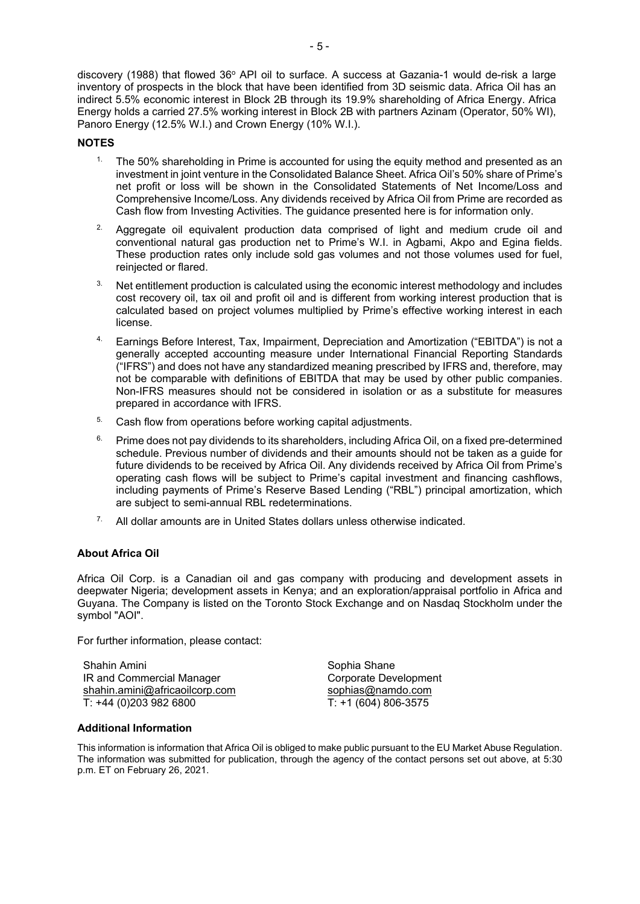discovery (1988) that flowed 36° API oil to surface. A success at Gazania-1 would de-risk a large inventory of prospects in the block that have been identified from 3D seismic data. Africa Oil has an indirect 5.5% economic interest in Block 2B through its 19.9% shareholding of Africa Energy. Africa Energy holds a carried 27.5% working interest in Block 2B with partners Azinam (Operator, 50% WI), Panoro Energy (12.5% W.I.) and Crown Energy (10% W.I.).

**NOTES**

1. The 50% shareholding in Prime is accounted for using the equity method and presented as an investment in joint venture in the Consolidated Balance Sheet. Africa Oil's 50% share of Prime's net profit or loss will be shown in the Consolidated Statements of Net Income/Loss and Comprehensive Income/Loss. Any dividends received by Africa Oil from Prime are recorded as Cash flow from Investing Activities. The guidance presented here is for information only.
2. Aggregate oil equivalent production data comprised of light and medium crude oil and conventional natural gas production net to Prime's W.I. in Agbami, Akpo and Egina fields. These production rates only include sold gas volumes and not those volumes used for fuel, reinjected or flared.
3. Net entitlement production is calculated using the economic interest methodology and includes cost recovery oil, tax oil and profit oil and is different from working interest production that is calculated based on project volumes multiplied by Prime's effective working interest in each license.
4. Earnings Before Interest, Tax, Impairment, Depreciation and Amortization ("EBITDA") is not a generally accepted accounting measure under International Financial Reporting Standards ("IFRS") and does not have any standardized meaning prescribed by IFRS and, therefore, may not be comparable with definitions of EBITDA that may be used by other public companies. Non-IFRS measures should not be considered in isolation or as a substitute for measures prepared in accordance with IFRS.
5. Cash flow from operations before working capital adjustments.
6. Prime does not pay dividends to its shareholders, including Africa Oil, on a fixed pre-determined schedule. Previous number of dividends and their amounts should not be taken as a guide for future dividends to be received by Africa Oil. Any dividends received by Africa Oil from Prime's operating cash flows will be subject to Prime's capital investment and financing cashflows, including payments of Prime's Reserve Based Lending ("RBL") principal amortization, which are subject to semi-annual RBL redeterminations.
7. All dollar amounts are in United States dollars unless otherwise indicated.

**About Africa Oil**

Africa Oil Corp. is a Canadian oil and gas company with producing and development assets in deepwater Nigeria; development assets in Kenya; and an exploration/appraisal portfolio in Africa and Guyana. The Company is listed on the Toronto Stock Exchange and on Nasdaq Stockholm under the symbol "AOI".

For further information, please contact:

Shahin Amini
IR and Commercial Manager
shahin.amini@africaoilcorp.com
T: +44 (0)203 982 6800

Sophia Shane
Corporate Development
sophias@namdo.com
T: +1 (604) 806-3575

**Additional Information**

This information is information that Africa Oil is obliged to make public pursuant to the EU Market Abuse Regulation. The information was submitted for publication, through the agency of the contact persons set out above, at 5:30 p.m. ET on February 26, 2021.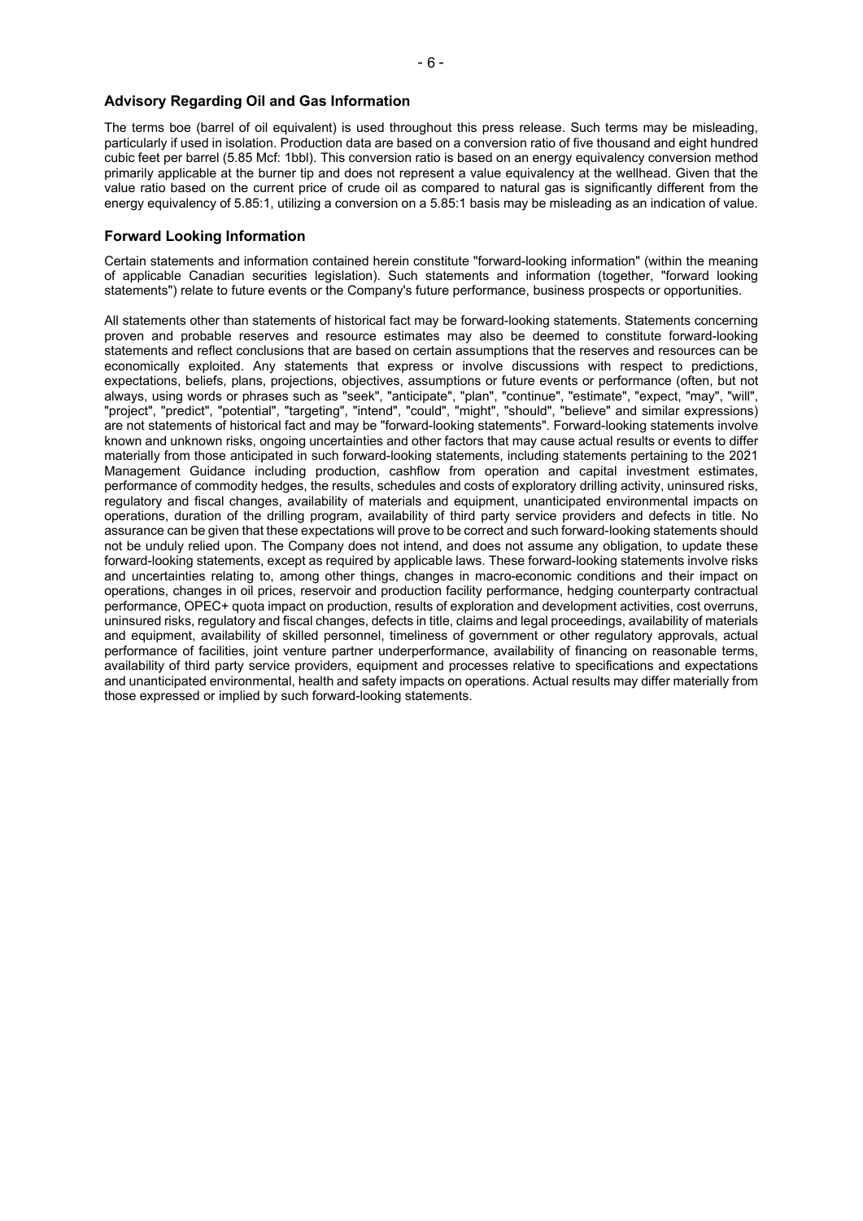## Advisory Regarding Oil and Gas Information

The terms boe (barrel of oil equivalent) is used throughout this press release. Such terms may be misleading, particularly if used in isolation. Production data are based on a conversion ratio of five thousand and eight hundred cubic feet per barrel (5.85 Mcf: 1bbl). This conversion ratio is based on an energy equivalency conversion method primarily applicable at the burner tip and does not represent a value equivalency at the wellhead. Given that the value ratio based on the current price of crude oil as compared to natural gas is significantly different from the energy equivalency of 5.85:1, utilizing a conversion on a 5.85:1 basis may be misleading as an indication of value.

## Forward Looking Information

Certain statements and information contained herein constitute "forward-looking information" (within the meaning of applicable Canadian securities legislation). Such statements and information (together, "forward looking statements") relate to future events or the Company's future performance, business prospects or opportunities.

All statements other than statements of historical fact may be forward-looking statements. Statements concerning proven and probable reserves and resource estimates may also be deemed to constitute forward-looking statements and reflect conclusions that are based on certain assumptions that the reserves and resources can be economically exploited. Any statements that express or involve discussions with respect to predictions, expectations, beliefs, plans, projections, objectives, assumptions or future events or performance (often, but not always, using words or phrases such as "seek", "anticipate", "plan", "continue", "estimate", "expect, "may", "will", "project", "predict", "potential", "targeting", "intend", "could", "might", "should", "believe" and similar expressions) are not statements of historical fact and may be "forward-looking statements". Forward-looking statements involve known and unknown risks, ongoing uncertainties and other factors that may cause actual results or events to differ materially from those anticipated in such forward-looking statements, including statements pertaining to the 2021 Management Guidance including production, cashflow from operation and capital investment estimates, performance of commodity hedges, the results, schedules and costs of exploratory drilling activity, uninsured risks, regulatory and fiscal changes, availability of materials and equipment, unanticipated environmental impacts on operations, duration of the drilling program, availability of third party service providers and defects in title. No assurance can be given that these expectations will prove to be correct and such forward-looking statements should not be unduly relied upon. The Company does not intend, and does not assume any obligation, to update these forward-looking statements, except as required by applicable laws. These forward-looking statements involve risks and uncertainties relating to, among other things, changes in macro-economic conditions and their impact on operations, changes in oil prices, reservoir and production facility performance, hedging counterparty contractual performance, OPEC+ quota impact on production, results of exploration and development activities, cost overruns, uninsured risks, regulatory and fiscal changes, defects in title, claims and legal proceedings, availability of materials and equipment, availability of skilled personnel, timeliness of government or other regulatory approvals, actual performance of facilities, joint venture partner underperformance, availability of financing on reasonable terms, availability of third party service providers, equipment and processes relative to specifications and expectations and unanticipated environmental, health and safety impacts on operations. Actual results may differ materially from those expressed or implied by such forward-looking statements.